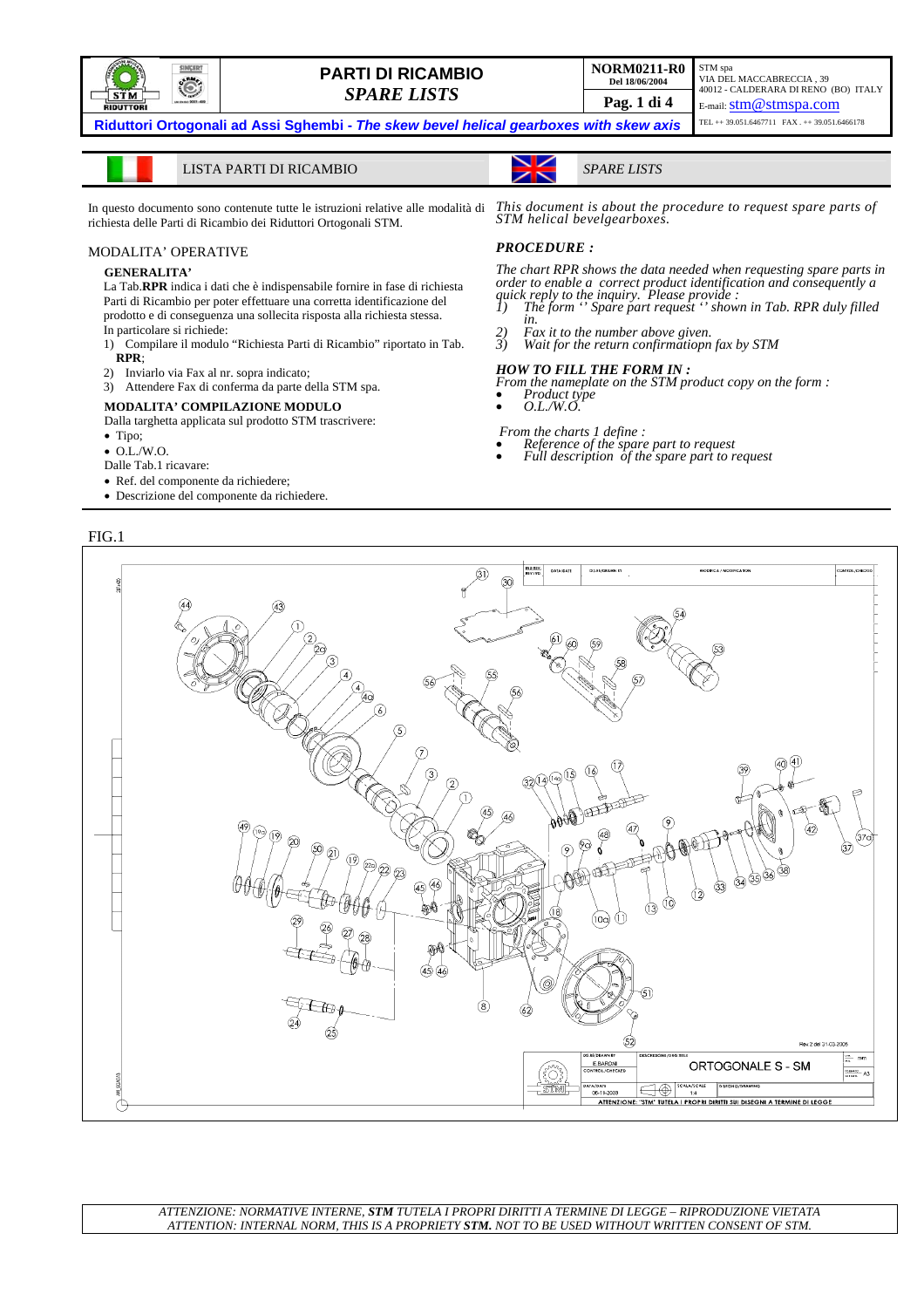# PARTI DI RICAMBIO
## *SPARE LISTS*

**NORM0211-R0**
**Del 18/06/2004**

STM spa
VIA DEL MACCABRECCIA , 39
40012 - CALDERARA DI RENO (BO) ITALY
E-mail: stm@stmspa.com
TEL ++ 39.051.6467711 FAX . ++ 39.051.6466178

**Riduttori Ortogonali ad Assi Sghembi - *The skew bevel helical gearboxes with skew axis***

## LISTA PARTI DI RICAMBIO

## *SPARE LISTS*

In questo documento sono contenute tutte le istruzioni relative alle modalità di richiesta delle Parti di Ricambio dei Riduttori Ortogonali STM.

*This document is about the procedure to request spare parts of STM helical bevelgearboxes.*

### MODALITA' OPERATIVE

**GENERALITA'**

La Tab.**RPR** indica i dati che è indispensabile fornire in fase di richiesta Parti di Ricambio per poter effettuare una corretta identificazione del prodotto e di conseguenza una sollecita risposta alla richiesta stessa.
In particolare si richiede:

1) Compilare il modulo "Richiesta Parti di Ricambio" riportato in Tab. **RPR**;
2) Inviarlo via Fax al nr. sopra indicato;
3) Attendere Fax di conferma da parte della STM spa.

**MODALITA' COMPILAZIONE MODULO**

Dalla targhetta applicata sul prodotto STM trascrivere:

- Tipo;
- O.L./W.O.

Dalle Tab.1 ricavare:

- Ref. del componente da richiedere;
- Descrizione del componente da richiedere.

### *PROCEDURE :*

*The chart RPR shows the data needed when requesting spare parts in order to enable a correct product identification and consequently a quick reply to the inquiry. Please provide :*

1) *The form '' Spare part request '' shown in Tab. RPR duly filled in.*
2) *Fax it to the number above given.*
3) *Wait for the return confirmatiopn fax by STM*

***HOW TO FILL THE FORM IN :***

*From the nameplate on the STM product copy on the form :*

- *Product type*
- *O.L./W.O.*

*From the charts 1 define :*

- *Reference of the spare part to request*
- *Full description of the spare part to request*

FIG.1

ATTENZIONE: NORMATIVE INTERNE, **STM** TUTELA I PROPRI DIRITTI A TERMINE DI LEGGE – RIPRODUZIONE VIETATA
ATTENTION: INTERNAL NORM, THIS IS A PROPRIETY **STM.** NOT TO BE USED WITHOUT WRITTEN CONSENT OF STM.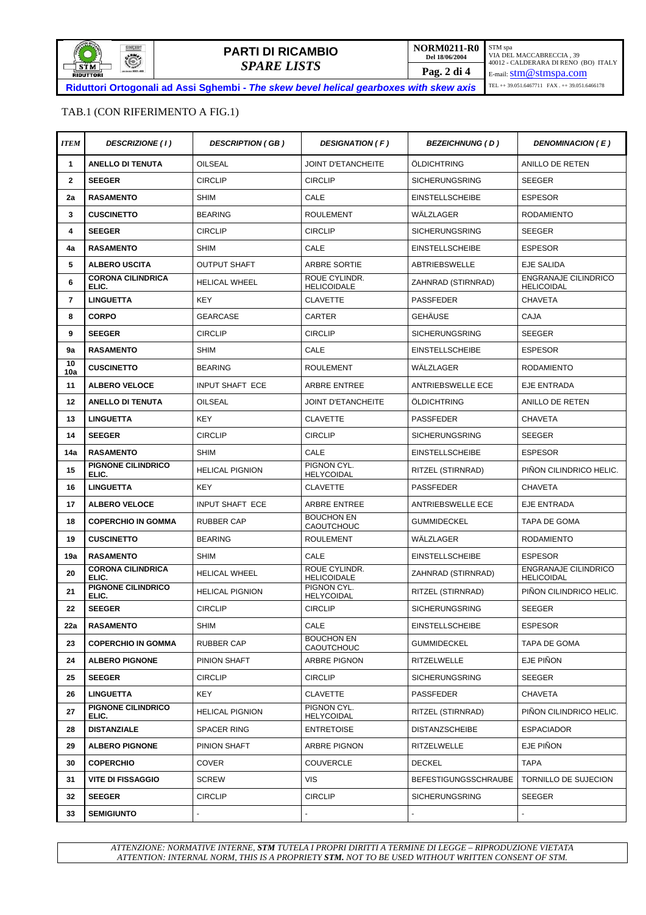TAB.1 (CON RIFERIMENTO A FIG.1)

| *ITEM* | *DESCRIZIONE ( I )* | *DESCRIPTION ( GB )* | *DESIGNATION ( F )* | *BEZEICHNUNG ( D )* | *DENOMINACION ( E )* |
|---|---|---|---|---|---|
| **1** | **ANELLO DI TENUTA** | OILSEAL | JOINT D'ETANCHEITE | ÖLDICHTRING | ANILLO DE RETEN |
| **2** | **SEEGER** | CIRCLIP | CIRCLIP | SICHERUNGSRING | SEEGER |
| **2a** | **RASAMENTO** | SHIM | CALE | EINSTELLSCHEIBE | ESPESOR |
| **3** | **CUSCINETTO** | BEARING | ROULEMENT | WÄLZLAGER | RODAMIENTO |
| **4** | **SEEGER** | CIRCLIP | CIRCLIP | SICHERUNGSRING | SEEGER |
| **4a** | **RASAMENTO** | SHIM | CALE | EINSTELLSCHEIBE | ESPESOR |
| **5** | **ALBERO USCITA** | OUTPUT SHAFT | ARBRE SORTIE | ABTRIEBSWELLE | EJE SALIDA |
| **6** | **CORONA CILINDRICA ELIC.** | HELICAL WHEEL | ROUE CYLINDR. HELICOIDALE | ZAHNRAD (STIRNRAD) | ENGRANAJE CILINDRICO HELICOIDAL |
| **7** | **LINGUETTA** | KEY | CLAVETTE | PASSFEDER | CHAVETA |
| **8** | **CORPO** | GEARCASE | CARTER | GEHÄUSE | CAJA |
| **9** | **SEEGER** | CIRCLIP | CIRCLIP | SICHERUNGSRING | SEEGER |
| **9a** | **RASAMENTO** | SHIM | CALE | EINSTELLSCHEIBE | ESPESOR |
| **10 10a** | **CUSCINETTO** | BEARING | ROULEMENT | WÄLZLAGER | RODAMIENTO |
| **11** | **ALBERO VELOCE** | INPUT SHAFT ECE | ARBRE ENTREE | ANTRIEBSWELLE ECE | EJE ENTRADA |
| **12** | **ANELLO DI TENUTA** | OILSEAL | JOINT D'ETANCHEITE | ÖLDICHTRING | ANILLO DE RETEN |
| **13** | **LINGUETTA** | KEY | CLAVETTE | PASSFEDER | CHAVETA |
| **14** | **SEEGER** | CIRCLIP | CIRCLIP | SICHERUNGSRING | SEEGER |
| **14a** | **RASAMENTO** | SHIM | CALE | EINSTELLSCHEIBE | ESPESOR |
| **15** | **PIGNONE CILINDRICO ELIC.** | HELICAL PIGNION | PIGNON CYL. HELYCOIDAL | RITZEL (STIRNRAD) | PIÑON CILINDRICO HELIC. |
| **16** | **LINGUETTA** | KEY | CLAVETTE | PASSFEDER | CHAVETA |
| **17** | **ALBERO VELOCE** | INPUT SHAFT ECE | ARBRE ENTREE | ANTRIEBSWELLE ECE | EJE ENTRADA |
| **18** | **COPERCHIO IN GOMMA** | RUBBER CAP | BOUCHON EN CAOUTCHOUC | GUMMIDECKEL | TAPA DE GOMA |
| **19** | **CUSCINETTO** | BEARING | ROULEMENT | WÄLZLAGER | RODAMIENTO |
| **19a** | **RASAMENTO** | SHIM | CALE | EINSTELLSCHEIBE | ESPESOR |
| **20** | **CORONA CILINDRICA ELIC.** | HELICAL WHEEL | ROUE CYLINDR. HELICOIDALE | ZAHNRAD (STIRNRAD) | ENGRANAJE CILINDRICO HELICOIDAL |
| **21** | **PIGNONE CILINDRICO ELIC.** | HELICAL PIGNION | PIGNON CYL. HELYCOIDAL | RITZEL (STIRNRAD) | PIÑON CILINDRICO HELIC. |
| **22** | **SEEGER** | CIRCLIP | CIRCLIP | SICHERUNGSRING | SEEGER |
| **22a** | **RASAMENTO** | SHIM | CALE | EINSTELLSCHEIBE | ESPESOR |
| **23** | **COPERCHIO IN GOMMA** | RUBBER CAP | BOUCHON EN CAOUTCHOUC | GUMMIDECKEL | TAPA DE GOMA |
| **24** | **ALBERO PIGNONE** | PINION SHAFT | ARBRE PIGNON | RITZELWELLE | EJE PIÑON |
| **25** | **SEEGER** | CIRCLIP | CIRCLIP | SICHERUNGSRING | SEEGER |
| **26** | **LINGUETTA** | KEY | CLAVETTE | PASSFEDER | CHAVETA |
| **27** | **PIGNONE CILINDRICO ELIC.** | HELICAL PIGNION | PIGNON CYL. HELYCOIDAL | RITZEL (STIRNRAD) | PIÑON CILINDRICO HELIC. |
| **28** | **DISTANZIALE** | SPACER RING | ENTRETOISE | DISTANZSCHEIBE | ESPACIADOR |
| **29** | **ALBERO PIGNONE** | PINION SHAFT | ARBRE PIGNON | RITZELWELLE | EJE PIÑON |
| **30** | **COPERCHIO** | COVER | COUVERCLE | DECKEL | TAPA |
| **31** | **VITE DI FISSAGGIO** | SCREW | VIS | BEFESTIGUNGSSCHRAUBE | TORNILLO DE SUJECION |
| **32** | **SEEGER** | CIRCLIP | CIRCLIP | SICHERUNGSRING | SEEGER |
| **33** | **SEMIGIUNTO** | - | - | - | - |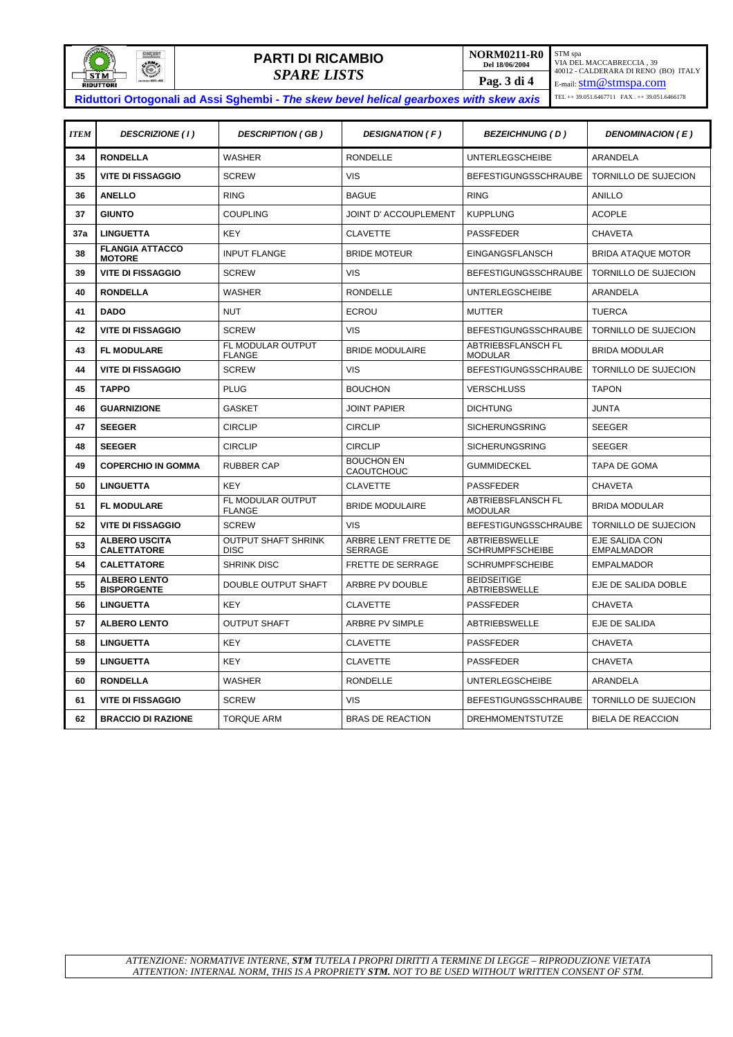# PARTI DI RICAMBIO
## *SPARE LISTS*

NORM0211-R0
Del 18/06/2004

STM spa
VIA DEL MACCABRECCIA , 39
40012 - CALDERARA DI RENO (BO) ITALY
E-mail: stm@stmspa.com
TEL ++ 39.051.6467711 FAX . ++ 39.051.6466178

**Riduttori Ortogonali ad Assi Sghembi** - ***The skew bevel helical gearboxes with skew axis***

| *ITEM* | *DESCRIZIONE ( I )* | *DESCRIPTION ( GB )* | *DESIGNATION ( F )* | *BEZEICHNUNG ( D )* | *DENOMINACION ( E )* |
|---|---|---|---|---|---|
| 34 | **RONDELLA** | WASHER | RONDELLE | UNTERLEGSCHEIBE | ARANDELA |
| 35 | **VITE DI FISSAGGIO** | SCREW | VIS | BEFESTIGUNGSSCHRAUBE | TORNILLO DE SUJECION |
| 36 | **ANELLO** | RING | BAGUE | RING | ANILLO |
| 37 | **GIUNTO** | COUPLING | JOINT D' ACCOUPLEMENT | KUPPLUNG | ACOPLE |
| 37a | **LINGUETTA** | KEY | CLAVETTE | PASSFEDER | CHAVETA |
| 38 | **FLANGIA ATTACCO MOTORE** | INPUT FLANGE | BRIDE MOTEUR | EINGANGSFLANSCH | BRIDA ATAQUE MOTOR |
| 39 | **VITE DI FISSAGGIO** | SCREW | VIS | BEFESTIGUNGSSCHRAUBE | TORNILLO DE SUJECION |
| 40 | **RONDELLA** | WASHER | RONDELLE | UNTERLEGSCHEIBE | ARANDELA |
| 41 | **DADO** | NUT | ECROU | MUTTER | TUERCA |
| 42 | **VITE DI FISSAGGIO** | SCREW | VIS | BEFESTIGUNGSSCHRAUBE | TORNILLO DE SUJECION |
| 43 | **FL MODULARE** | FL MODULAR OUTPUT FLANGE | BRIDE MODULAIRE | ABTRIEBSFLANSCH FL MODULAR | BRIDA MODULAR |
| 44 | **VITE DI FISSAGGIO** | SCREW | VIS | BEFESTIGUNGSSCHRAUBE | TORNILLO DE SUJECION |
| 45 | **TAPPO** | PLUG | BOUCHON | VERSCHLUSS | TAPON |
| 46 | **GUARNIZIONE** | GASKET | JOINT PAPIER | DICHTUNG | JUNTA |
| 47 | **SEEGER** | CIRCLIP | CIRCLIP | SICHERUNGSRING | SEEGER |
| 48 | **SEEGER** | CIRCLIP | CIRCLIP | SICHERUNGSRING | SEEGER |
| 49 | **COPERCHIO IN GOMMA** | RUBBER CAP | BOUCHON EN CAOUTCHOUC | GUMMIDECKEL | TAPA DE GOMA |
| 50 | **LINGUETTA** | KEY | CLAVETTE | PASSFEDER | CHAVETA |
| 51 | **FL MODULARE** | FL MODULAR OUTPUT FLANGE | BRIDE MODULAIRE | ABTRIEBSFLANSCH FL MODULAR | BRIDA MODULAR |
| 52 | **VITE DI FISSAGGIO** | SCREW | VIS | BEFESTIGUNGSSCHRAUBE | TORNILLO DE SUJECION |
| 53 | **ALBERO USCITA CALETTATORE** | OUTPUT SHAFT SHRINK DISC | ARBRE LENT FRETTE DE SERRAGE | ABTRIEBSWELLE SCHRUMPFSCHEIBE | EJE SALIDA CON EMPALMADOR |
| 54 | **CALETTATORE** | SHRINK DISC | FRETTE DE SERRAGE | SCHRUMPFSCHEIBE | EMPALMADOR |
| 55 | **ALBERO LENTO BISPORGENTE** | DOUBLE OUTPUT SHAFT | ARBRE PV DOUBLE | BEIDSEITIGE ABTRIEBSWELLE | EJE DE SALIDA DOBLE |
| 56 | **LINGUETTA** | KEY | CLAVETTE | PASSFEDER | CHAVETA |
| 57 | **ALBERO LENTO** | OUTPUT SHAFT | ARBRE PV SIMPLE | ABTRIEBSWELLE | EJE DE SALIDA |
| 58 | **LINGUETTA** | KEY | CLAVETTE | PASSFEDER | CHAVETA |
| 59 | **LINGUETTA** | KEY | CLAVETTE | PASSFEDER | CHAVETA |
| 60 | **RONDELLA** | WASHER | RONDELLE | UNTERLEGSCHEIBE | ARANDELA |
| 61 | **VITE DI FISSAGGIO** | SCREW | VIS | BEFESTIGUNGSSCHRAUBE | TORNILLO DE SUJECION |
| 62 | **BRACCIO DI RAZIONE** | TORQUE ARM | BRAS DE REACTION | DREHMOMENTSTUTZE | BIELA DE REACCION |

*ATTENZIONE: NORMATIVE INTERNE, **STM** TUTELA I PROPRI DIRITTI A TERMINE DI LEGGE – RIPRODUZIONE VIETATA*
*ATTENTION: INTERNAL NORM, THIS IS A PROPRIETY **STM.** NOT TO BE USED WITHOUT WRITTEN CONSENT OF STM.*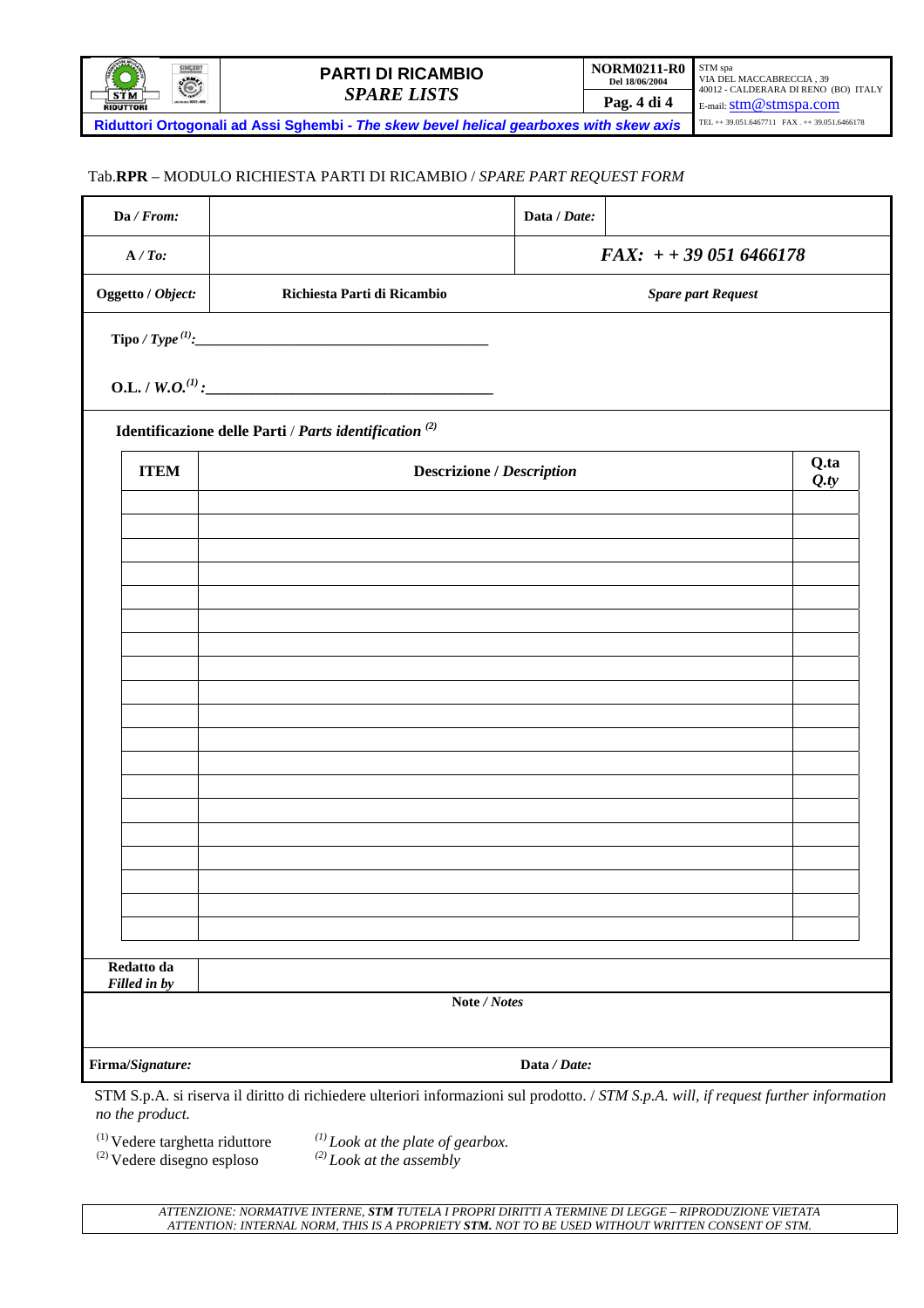Tab.**RPR** – MODULO RICHIESTA PARTI DI RICAMBIO / *SPARE PART REQUEST FORM*

| | | | |
|---|---|---|---|
| **Da** / ***From:*** | | **Data** / ***Date:*** | |
| **A** / ***To:*** | | ***FAX: + + 39 051 6466178*** | |
| **Oggetto** / ***Object:*** | **Richiesta Parti di Ricambio** | ***Spare part Request*** | |

**Tipo** / ***Type*** [(1)]**:**________________________________________

**O.L.** / ***W.O.*** [(1)] **:**____________________________________

**Identificazione delle Parti** / ***Parts identification*** [(2)]

| **ITEM** | **Descrizione** / ***Description*** | **Q.ta** ***Q.ty*** |
|---|---|---|
| | | |
| | | |
| | | |
| | | |
| | | |
| | | |
| | | |
| | | |
| | | |
| | | |
| | | |
| | | |
| | | |
| | | |
| | | |
| | | |
| | | |
| | | |
| | | |

| | |
|---|---|
| **Redatto da** ***Filled in by*** | |

**Note** / ***Notes***

**Firma**/***Signature:*** **Data** / ***Date:***

STM S.p.A. si riserva il diritto di richiedere ulteriori informazioni sul prodotto. / *STM S.p.A. will, if request further information no the product.*

[(1)] Vedere targhetta riduttore — [(1)] *Look at the plate of gearbox.*
[(2)] Vedere disegno esploso — [(2)] *Look at the assembly*

*ATTENZIONE: NORMATIVE INTERNE, **STM** TUTELA I PROPRI DIRITTI A TERMINE DI LEGGE – RIPRODUZIONE VIETATA*
*ATTENTION: INTERNAL NORM, THIS IS A PROPRIETY **STM.** NOT TO BE USED WITHOUT WRITTEN CONSENT OF STM.*